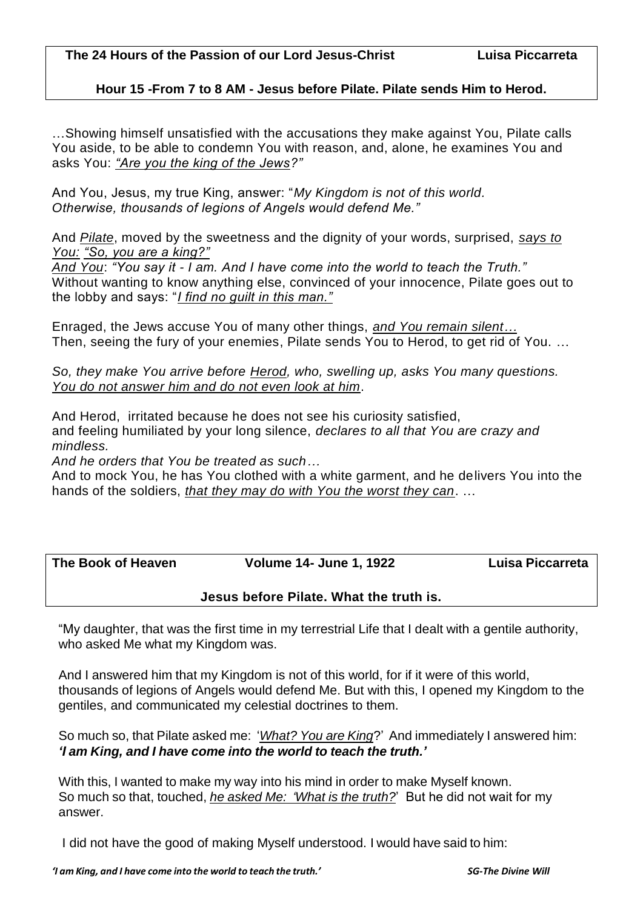**The 24 Hours of the Passion of our Lord Jesus-Christ** **Luisa Piccarreta**

**Hour 15 -From 7 to 8 AM - Jesus before Pilate. Pilate sends Him to Herod.**

…Showing himself unsatisfied with the accusations they make against You, Pilate calls You aside, to be able to condemn You with reason, and, alone, he examines You and asks You: *"Are you the king of the Jews?"*

And You, Jesus, my true King, answer: "*My Kingdom is not of this world. Otherwise, thousands of legions of Angels would defend Me."*

And *Pilate*, moved by the sweetness and the dignity of your words, surprised, *says to You: "So, you are a king?"*
*And You*: *"You say it - I am. And I have come into the world to teach the Truth."*
Without wanting to know anything else, convinced of your innocence, Pilate goes out to the lobby and says: "*I find no guilt in this man."*

Enraged, the Jews accuse You of many other things, *and You remain silent…*
Then, seeing the fury of your enemies, Pilate sends You to Herod, to get rid of You. …

*So, they make You arrive before Herod, who, swelling up, asks You many questions. You do not answer him and do not even look at him*.

And Herod, irritated because he does not see his curiosity satisfied,
and feeling humiliated by your long silence, *declares to all that You are crazy and mindless.*
*And he orders that You be treated as such…*
And to mock You, he has You clothed with a white garment, and he delivers You into the hands of the soldiers, *that they may do with You the worst they can*. …

**The Book of Heaven** **Volume 14- June 1, 1922** **Luisa Piccarreta**

**Jesus before Pilate. What the truth is.**

"My daughter, that was the first time in my terrestrial Life that I dealt with a gentile authority, who asked Me what my Kingdom was.

And I answered him that my Kingdom is not of this world, for if it were of this world, thousands of legions of Angels would defend Me. But with this, I opened my Kingdom to the gentiles, and communicated my celestial doctrines to them.

So much so, that Pilate asked me: '*What? You are King*?' And immediately I answered him: ***'I am King, and I have come into the world to teach the truth.'***

With this, I wanted to make my way into his mind in order to make Myself known.
So much so that, touched, *he asked Me: 'What is the truth?*' But he did not wait for my answer.

I did not have the good of making Myself understood. I would have said to him: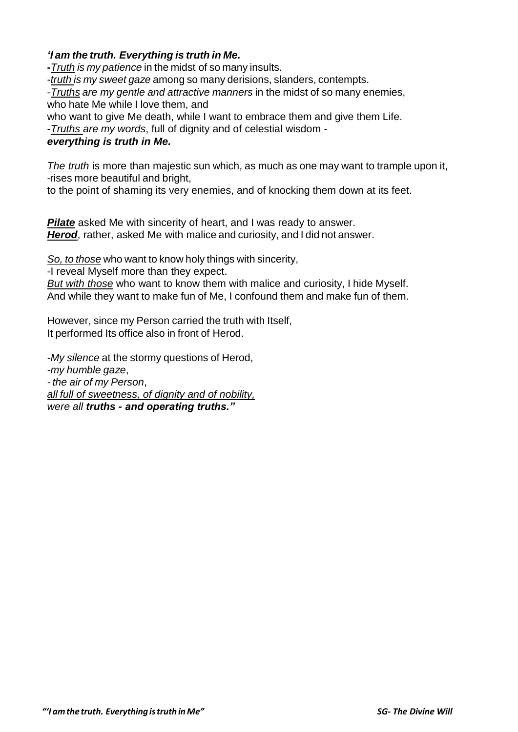***'I am the truth. Everything is truth in Me.***

***-*<u>*Truth*</u> *is my patience* in the midst of so many insults.

-<u>*truth*</u> *is my sweet gaze* among so many derisions, slanders, contempts.

-<u>*Truths*</u> *are my gentle and attractive manners* in the midst of so many enemies,
who hate Me while I love them, and
who want to give Me death, while I want to embrace them and give them Life.

-<u>*Truths*</u> *are my words*, full of dignity and of celestial wisdom -
***everything is truth in Me.***

<u>*The truth*</u> is more than majestic sun which, as much as one may want to trample upon it,
-rises more beautiful and bright,
to the point of shaming its very enemies, and of knocking them down at its feet.

***<u>Pilate</u>*** asked Me with sincerity of heart, and I was ready to answer.
***<u>Herod</u>***, rather, asked Me with malice and curiosity, and I did not answer.

<u>*So, to those*</u> who want to know holy things with sincerity,
-I reveal Myself more than they expect.
<u>*But with those*</u> who want to know them with malice and curiosity, I hide Myself.
And while they want to make fun of Me, I confound them and make fun of them.

However, since my Person carried the truth with Itself,
It performed Its office also in front of Herod.

-*My silence* at the stormy questions of Herod,
-*my humble gaze*,
- *the air of my Person*,
<u>*all full of sweetness, of dignity and of nobility,*</u>
*were all* ***truths - and operating truths."***